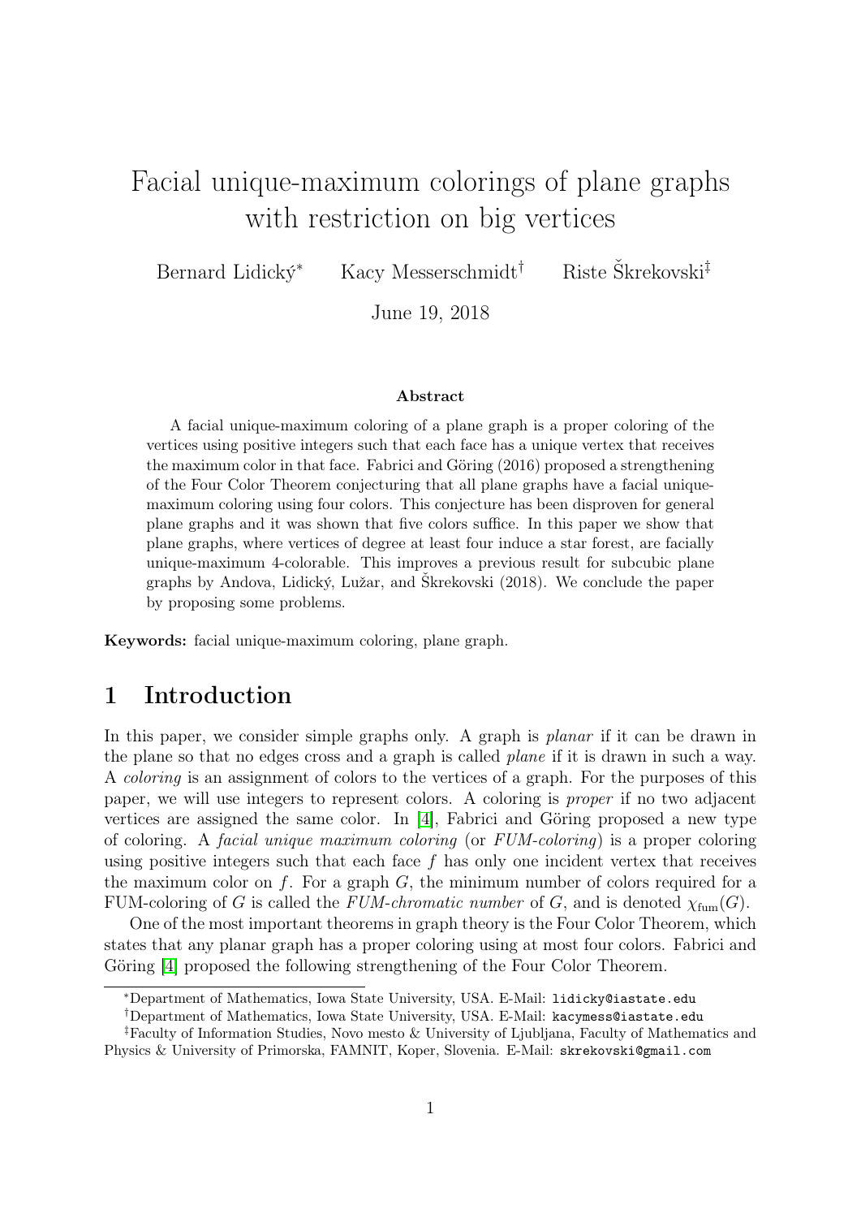# Facial unique-maximum colorings of plane graphs with restriction on big vertices

Bernard Lidický[*] Kacy Messerschmidt[†] Riste Škrekovski[‡]

June 19, 2018

### Abstract

A facial unique-maximum coloring of a plane graph is a proper coloring of the vertices using positive integers such that each face has a unique vertex that receives the maximum color in that face. Fabrici and Göring (2016) proposed a strengthening of the Four Color Theorem conjecturing that all plane graphs have a facial unique-maximum coloring using four colors. This conjecture has been disproven for general plane graphs and it was shown that five colors suffice. In this paper we show that plane graphs, where vertices of degree at least four induce a star forest, are facially unique-maximum 4-colorable. This improves a previous result for subcubic plane graphs by Andova, Lidický, Lužar, and Škrekovski (2018). We conclude the paper by proposing some problems.

**Keywords:** facial unique-maximum coloring, plane graph.

## 1 Introduction

In this paper, we consider simple graphs only. A graph is *planar* if it can be drawn in the plane so that no edges cross and a graph is called *plane* if it is drawn in such a way. A *coloring* is an assignment of colors to the vertices of a graph. For the purposes of this paper, we will use integers to represent colors. A coloring is *proper* if no two adjacent vertices are assigned the same color. In [4], Fabrici and Göring proposed a new type of coloring. A *facial unique maximum coloring* (or *FUM-coloring*) is a proper coloring using positive integers such that each face $f$ has only one incident vertex that receives the maximum color on $f$. For a graph $G$, the minimum number of colors required for a FUM-coloring of $G$ is called the *FUM-chromatic number* of $G$, and is denoted $\chi_{\text{fum}}(G)$.

One of the most important theorems in graph theory is the Four Color Theorem, which states that any planar graph has a proper coloring using at most four colors. Fabrici and Göring [4] proposed the following strengthening of the Four Color Theorem.

---

[*] Department of Mathematics, Iowa State University, USA. E-Mail: `lidicky@iastate.edu`

[†] Department of Mathematics, Iowa State University, USA. E-Mail: `kacymess@iastate.edu`

[‡] Faculty of Information Studies, Novo mesto & University of Ljubljana, Faculty of Mathematics and Physics & University of Primorska, FAMNIT, Koper, Slovenia. E-Mail: `skrekovski@gmail.com`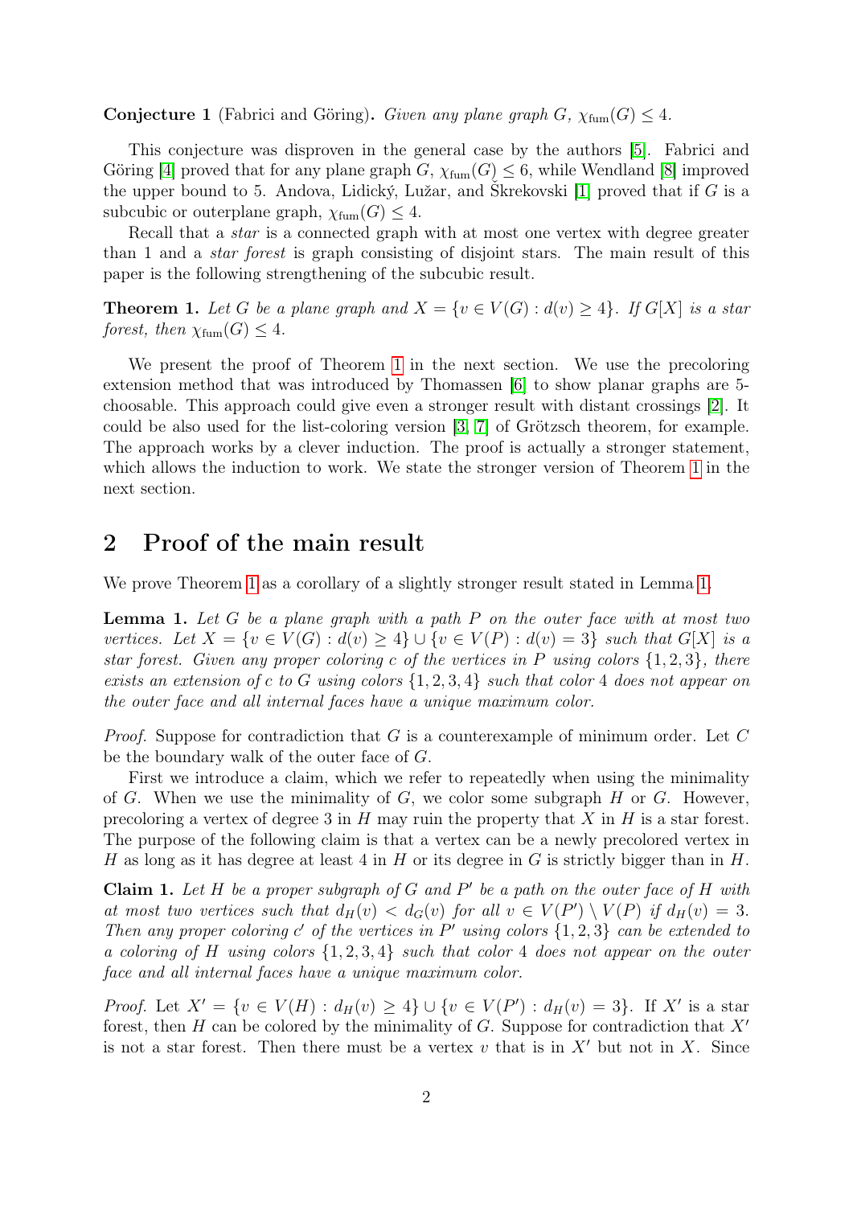**Conjecture 1** (Fabrici and Göring)**.** *Given any plane graph $G$, $\chi_{\text{fum}}(G) \leq 4$.*

This conjecture was disproven in the general case by the authors [5]. Fabrici and Göring [4] proved that for any plane graph $G$, $\chi_{\text{fum}}(G) \leq 6$, while Wendland [8] improved the upper bound to 5. Andova, Lidický, Lužar, and Škrekovski [1] proved that if $G$ is a subcubic or outerplane graph, $\chi_{\text{fum}}(G) \leq 4$.

Recall that a *star* is a connected graph with at most one vertex with degree greater than 1 and a *star forest* is graph consisting of disjoint stars. The main result of this paper is the following strengthening of the subcubic result.

**Theorem 1.** *Let $G$ be a plane graph and $X = \{v \in V(G) : d(v) \geq 4\}$. If $G[X]$ is a star forest, then $\chi_{\text{fum}}(G) \leq 4$.*

We present the proof of Theorem 1 in the next section. We use the precoloring extension method that was introduced by Thomassen [6] to show planar graphs are 5-choosable. This approach could give even a stronger result with distant crossings [2]. It could be also used for the list-coloring version [3, 7] of Grötzsch theorem, for example. The approach works by a clever induction. The proof is actually a stronger statement, which allows the induction to work. We state the stronger version of Theorem 1 in the next section.

## 2 Proof of the main result

We prove Theorem 1 as a corollary of a slightly stronger result stated in Lemma 1.

**Lemma 1.** *Let $G$ be a plane graph with a path $P$ on the outer face with at most two vertices. Let $X = \{v \in V(G) : d(v) \geq 4\} \cup \{v \in V(P) : d(v) = 3\}$ such that $G[X]$ is a star forest. Given any proper coloring $c$ of the vertices in $P$ using colors $\{1, 2, 3\}$, there exists an extension of $c$ to $G$ using colors $\{1, 2, 3, 4\}$ such that color 4 does not appear on the outer face and all internal faces have a unique maximum color.*

*Proof.* Suppose for contradiction that $G$ is a counterexample of minimum order. Let $C$ be the boundary walk of the outer face of $G$.

First we introduce a claim, which we refer to repeatedly when using the minimality of $G$. When we use the minimality of $G$, we color some subgraph $H$ or $G$. However, precoloring a vertex of degree 3 in $H$ may ruin the property that $X$ in $H$ is a star forest. The purpose of the following claim is that a vertex can be a newly precolored vertex in $H$ as long as it has degree at least 4 in $H$ or its degree in $G$ is strictly bigger than in $H$.

**Claim 1.** *Let $H$ be a proper subgraph of $G$ and $P'$ be a path on the outer face of $H$ with at most two vertices such that $d_H(v) < d_G(v)$ for all $v \in V(P') \setminus V(P)$ if $d_H(v) = 3$. Then any proper coloring $c'$ of the vertices in $P'$ using colors $\{1, 2, 3\}$ can be extended to a coloring of $H$ using colors $\{1, 2, 3, 4\}$ such that color 4 does not appear on the outer face and all internal faces have a unique maximum color.*

*Proof.* Let $X' = \{v \in V(H) : d_H(v) \geq 4\} \cup \{v \in V(P') : d_H(v) = 3\}$. If $X'$ is a star forest, then $H$ can be colored by the minimality of $G$. Suppose for contradiction that $X'$ is not a star forest. Then there must be a vertex $v$ that is in $X'$ but not in $X$. Since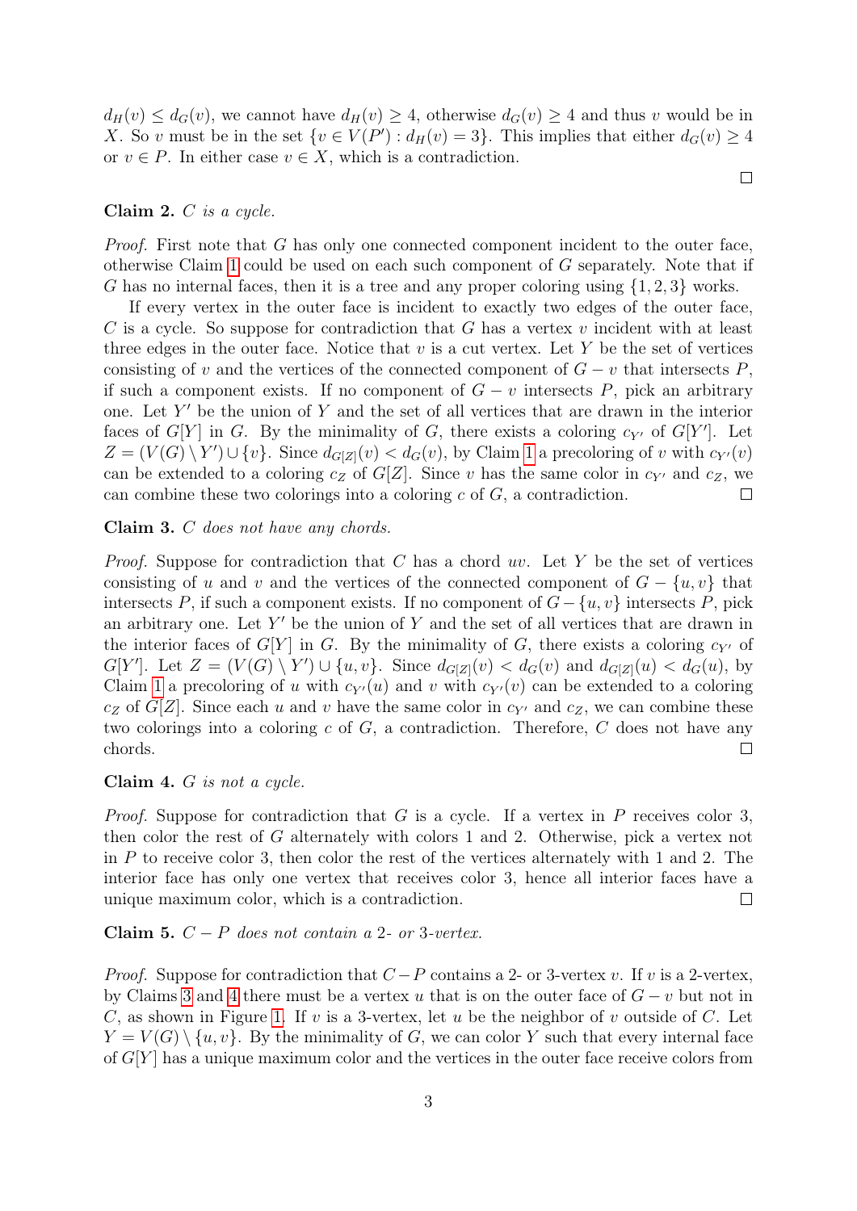$d_H(v) \leq d_G(v)$, we cannot have $d_H(v) \geq 4$, otherwise $d_G(v) \geq 4$ and thus $v$ would be in $X$. So $v$ must be in the set $\{v \in V(P') : d_H(v) = 3\}$. This implies that either $d_G(v) \geq 4$ or $v \in P$. In either case $v \in X$, which is a contradiction.

□

**Claim 2.** *$C$ is a cycle.*

*Proof.* First note that $G$ has only one connected component incident to the outer face, otherwise Claim 1 could be used on each such component of $G$ separately. Note that if $G$ has no internal faces, then it is a tree and any proper coloring using $\{1, 2, 3\}$ works.

If every vertex in the outer face is incident to exactly two edges of the outer face, $C$ is a cycle. So suppose for contradiction that $G$ has a vertex $v$ incident with at least three edges in the outer face. Notice that $v$ is a cut vertex. Let $Y$ be the set of vertices consisting of $v$ and the vertices of the connected component of $G - v$ that intersects $P$, if such a component exists. If no component of $G - v$ intersects $P$, pick an arbitrary one. Let $Y'$ be the union of $Y$ and the set of all vertices that are drawn in the interior faces of $G[Y]$ in $G$. By the minimality of $G$, there exists a coloring $c_{Y'}$ of $G[Y']$. Let $Z = (V(G) \setminus Y') \cup \{v\}$. Since $d_{G[Z]}(v) < d_G(v)$, by Claim 1 a precoloring of $v$ with $c_{Y'}(v)$ can be extended to a coloring $c_Z$ of $G[Z]$. Since $v$ has the same color in $c_{Y'}$ and $c_Z$, we can combine these two colorings into a coloring $c$ of $G$, a contradiction. □

**Claim 3.** *$C$ does not have any chords.*

*Proof.* Suppose for contradiction that $C$ has a chord $uv$. Let $Y$ be the set of vertices consisting of $u$ and $v$ and the vertices of the connected component of $G - \{u, v\}$ that intersects $P$, if such a component exists. If no component of $G - \{u, v\}$ intersects $P$, pick an arbitrary one. Let $Y'$ be the union of $Y$ and the set of all vertices that are drawn in the interior faces of $G[Y]$ in $G$. By the minimality of $G$, there exists a coloring $c_{Y'}$ of $G[Y']$. Let $Z = (V(G) \setminus Y') \cup \{u, v\}$. Since $d_{G[Z]}(v) < d_G(v)$ and $d_{G[Z]}(u) < d_G(u)$, by Claim 1 a precoloring of $u$ with $c_{Y'}(u)$ and $v$ with $c_{Y'}(v)$ can be extended to a coloring $c_Z$ of $G[Z]$. Since each $u$ and $v$ have the same color in $c_{Y'}$ and $c_Z$, we can combine these two colorings into a coloring $c$ of $G$, a contradiction. Therefore, $C$ does not have any chords. □

**Claim 4.** *$G$ is not a cycle.*

*Proof.* Suppose for contradiction that $G$ is a cycle. If a vertex in $P$ receives color 3, then color the rest of $G$ alternately with colors 1 and 2. Otherwise, pick a vertex not in $P$ to receive color 3, then color the rest of the vertices alternately with 1 and 2. The interior face has only one vertex that receives color 3, hence all interior faces have a unique maximum color, which is a contradiction. □

**Claim 5.** *$C - P$ does not contain a 2- or 3-vertex.*

*Proof.* Suppose for contradiction that $C - P$ contains a 2- or 3-vertex $v$. If $v$ is a 2-vertex, by Claims 3 and 4 there must be a vertex $u$ that is on the outer face of $G - v$ but not in $C$, as shown in Figure 1. If $v$ is a 3-vertex, let $u$ be the neighbor of $v$ outside of $C$. Let $Y = V(G) \setminus \{u, v\}$. By the minimality of $G$, we can color $Y$ such that every internal face of $G[Y]$ has a unique maximum color and the vertices in the outer face receive colors from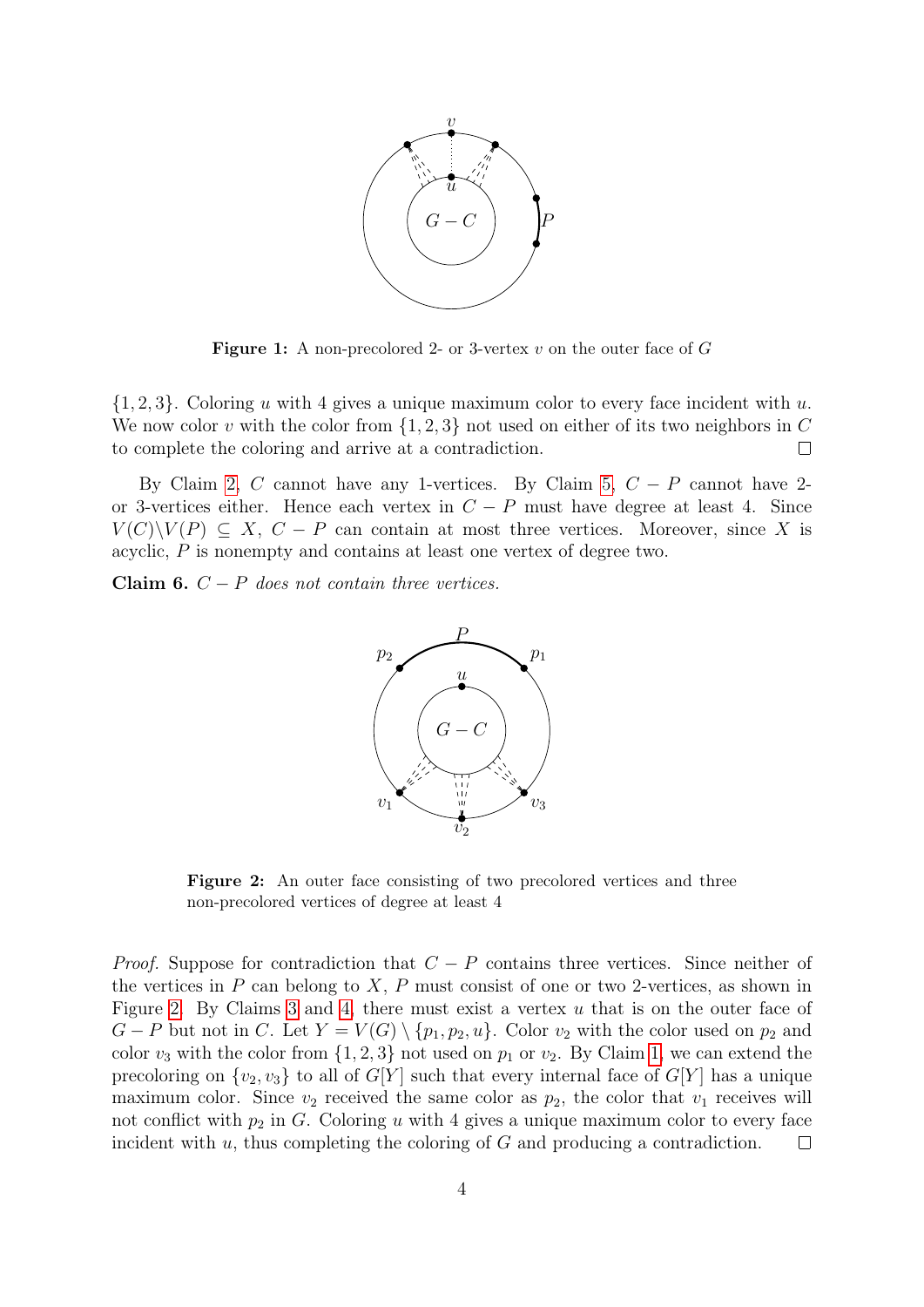**Figure 1:** A non-precolored 2- or 3-vertex $v$ on the outer face of $G$

$\{1, 2, 3\}$. Coloring $u$ with 4 gives a unique maximum color to every face incident with $u$. We now color $v$ with the color from $\{1, 2, 3\}$ not used on either of its two neighbors in $C$ to complete the coloring and arrive at a contradiction. □

By Claim 2, $C$ cannot have any 1-vertices. By Claim 5, $C - P$ cannot have 2- or 3-vertices either. Hence each vertex in $C - P$ must have degree at least 4. Since $V(C)\setminus V(P) \subseteq X$, $C - P$ can contain at most three vertices. Moreover, since $X$ is acyclic, $P$ is nonempty and contains at least one vertex of degree two.

**Claim 6.** *$C - P$ does not contain three vertices.*

**Figure 2:** An outer face consisting of two precolored vertices and three non-precolored vertices of degree at least 4

*Proof.* Suppose for contradiction that $C - P$ contains three vertices. Since neither of the vertices in $P$ can belong to $X$, $P$ must consist of one or two 2-vertices, as shown in Figure 2. By Claims 3 and 4, there must exist a vertex $u$ that is on the outer face of $G - P$ but not in $C$. Let $Y = V(G) \setminus \{p_1, p_2, u\}$. Color $v_2$ with the color used on $p_2$ and color $v_3$ with the color from $\{1, 2, 3\}$ not used on $p_1$ or $v_2$. By Claim 1, we can extend the precoloring on $\{v_2, v_3\}$ to all of $G[Y]$ such that every internal face of $G[Y]$ has a unique maximum color. Since $v_2$ received the same color as $p_2$, the color that $v_1$ receives will not conflict with $p_2$ in $G$. Coloring $u$ with 4 gives a unique maximum color to every face incident with $u$, thus completing the coloring of $G$ and producing a contradiction. □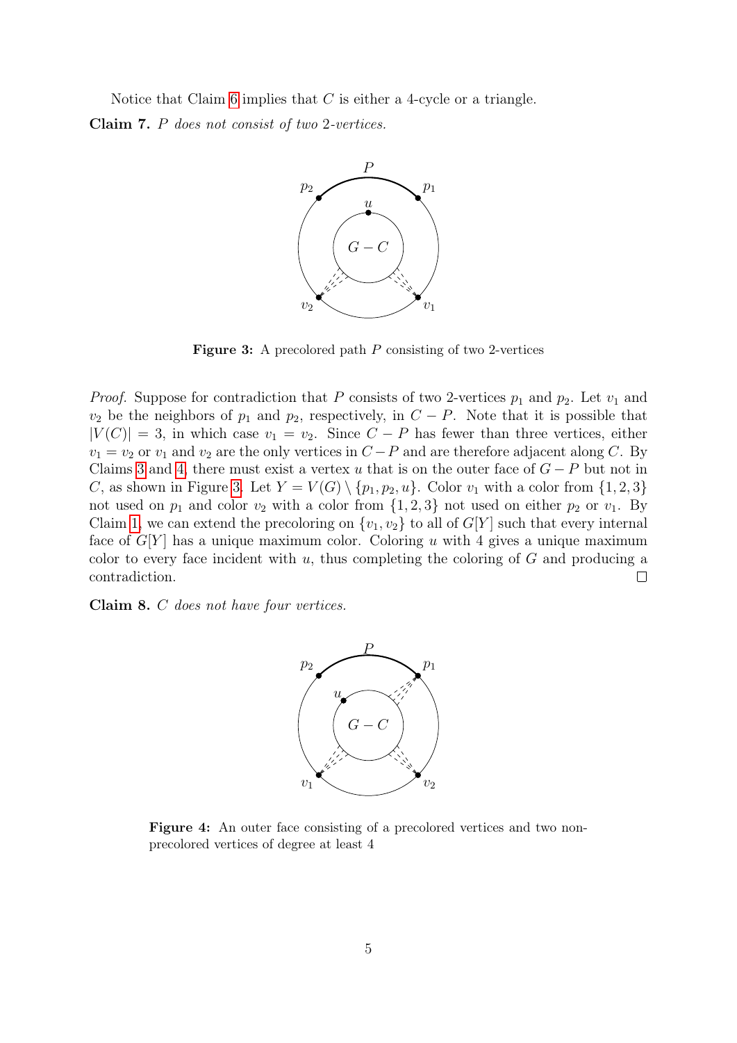Notice that Claim 6 implies that $C$ is either a 4-cycle or a triangle.

**Claim 7.** *$P$ does not consist of two 2-vertices.*

**Figure 3:** A precolored path $P$ consisting of two 2-vertices

*Proof.* Suppose for contradiction that $P$ consists of two 2-vertices $p_1$ and $p_2$. Let $v_1$ and $v_2$ be the neighbors of $p_1$ and $p_2$, respectively, in $C - P$. Note that it is possible that $|V(C)| = 3$, in which case $v_1 = v_2$. Since $C - P$ has fewer than three vertices, either $v_1 = v_2$ or $v_1$ and $v_2$ are the only vertices in $C - P$ and are therefore adjacent along $C$. By Claims 3 and 4, there must exist a vertex $u$ that is on the outer face of $G - P$ but not in $C$, as shown in Figure 3. Let $Y = V(G) \setminus \{p_1, p_2, u\}$. Color $v_1$ with a color from $\{1, 2, 3\}$ not used on $p_1$ and color $v_2$ with a color from $\{1, 2, 3\}$ not used on either $p_2$ or $v_1$. By Claim 1, we can extend the precoloring on $\{v_1, v_2\}$ to all of $G[Y]$ such that every internal face of $G[Y]$ has a unique maximum color. Coloring $u$ with 4 gives a unique maximum color to every face incident with $u$, thus completing the coloring of $G$ and producing a contradiction. □

**Claim 8.** *$C$ does not have four vertices.*

**Figure 4:** An outer face consisting of a precolored vertices and two non-precolored vertices of degree at least 4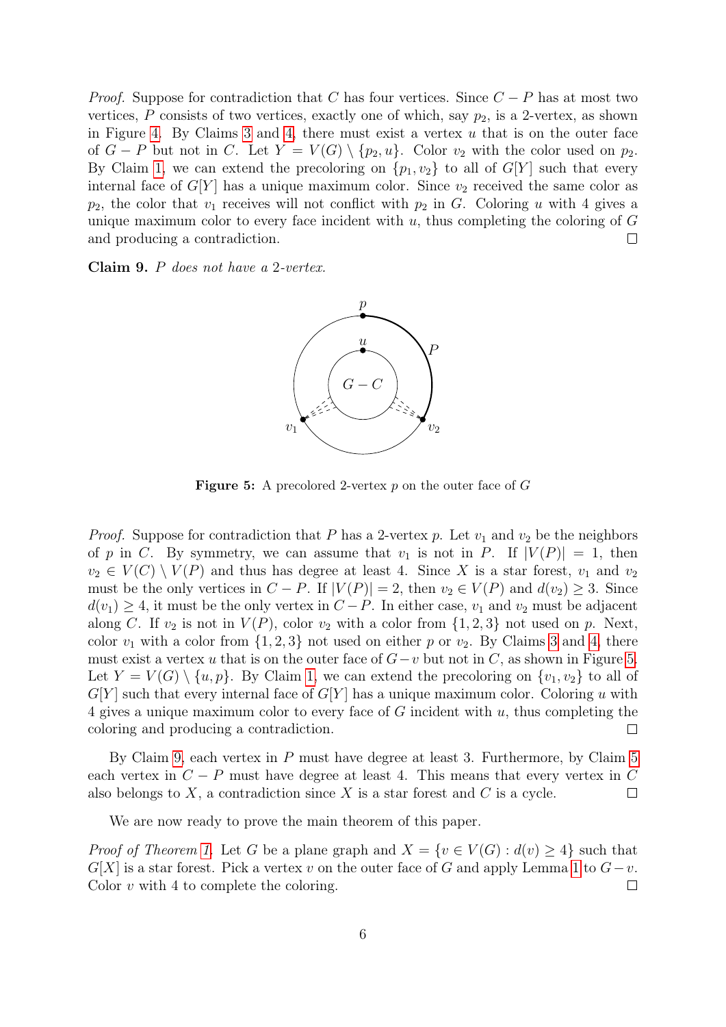*Proof.* Suppose for contradiction that $C$ has four vertices. Since $C - P$ has at most two vertices, $P$ consists of two vertices, exactly one of which, say $p_2$, is a 2-vertex, as shown in Figure 4. By Claims 3 and 4, there must exist a vertex $u$ that is on the outer face of $G - P$ but not in $C$. Let $Y = V(G) \setminus \{p_2, u\}$. Color $v_2$ with the color used on $p_2$. By Claim 1, we can extend the precoloring on $\{p_1, v_2\}$ to all of $G[Y]$ such that every internal face of $G[Y]$ has a unique maximum color. Since $v_2$ received the same color as $p_2$, the color that $v_1$ receives will not conflict with $p_2$ in $G$. Coloring $u$ with 4 gives a unique maximum color to every face incident with $u$, thus completing the coloring of $G$ and producing a contradiction. □

**Claim 9.** *$P$ does not have a 2-vertex.*

**Figure 5:** A precolored 2-vertex $p$ on the outer face of $G$

*Proof.* Suppose for contradiction that $P$ has a 2-vertex $p$. Let $v_1$ and $v_2$ be the neighbors of $p$ in $C$. By symmetry, we can assume that $v_1$ is not in $P$. If $|V(P)| = 1$, then $v_2 \in V(C) \setminus V(P)$ and thus has degree at least 4. Since $X$ is a star forest, $v_1$ and $v_2$ must be the only vertices in $C - P$. If $|V(P)| = 2$, then $v_2 \in V(P)$ and $d(v_2) \geq 3$. Since $d(v_1) \geq 4$, it must be the only vertex in $C - P$. In either case, $v_1$ and $v_2$ must be adjacent along $C$. If $v_2$ is not in $V(P)$, color $v_2$ with a color from $\{1, 2, 3\}$ not used on $p$. Next, color $v_1$ with a color from $\{1, 2, 3\}$ not used on either $p$ or $v_2$. By Claims 3 and 4, there must exist a vertex $u$ that is on the outer face of $G - v$ but not in $C$, as shown in Figure 5. Let $Y = V(G) \setminus \{u, p\}$. By Claim 1, we can extend the precoloring on $\{v_1, v_2\}$ to all of $G[Y]$ such that every internal face of $G[Y]$ has a unique maximum color. Coloring $u$ with 4 gives a unique maximum color to every face of $G$ incident with $u$, thus completing the coloring and producing a contradiction. □

By Claim 9, each vertex in $P$ must have degree at least 3. Furthermore, by Claim 5 each vertex in $C - P$ must have degree at least 4. This means that every vertex in $C$ also belongs to $X$, a contradiction since $X$ is a star forest and $C$ is a cycle. □

We are now ready to prove the main theorem of this paper.

*Proof of Theorem 1.* Let $G$ be a plane graph and $X = \{v \in V(G) : d(v) \geq 4\}$ such that $G[X]$ is a star forest. Pick a vertex $v$ on the outer face of $G$ and apply Lemma 1 to $G - v$. Color $v$ with 4 to complete the coloring. □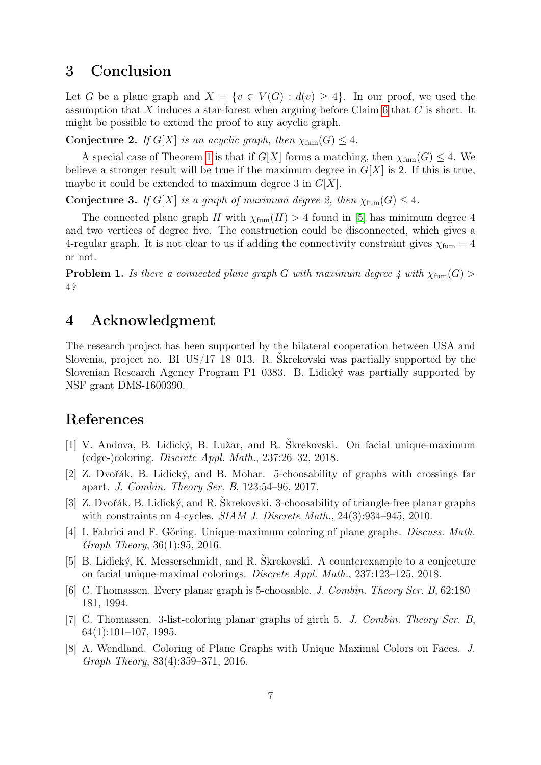## 3 Conclusion

Let $G$ be a plane graph and $X = \{v \in V(G) : d(v) \geq 4\}$. In our proof, we used the assumption that $X$ induces a star-forest when arguing before Claim 6 that $C$ is short. It might be possible to extend the proof to any acyclic graph.

**Conjecture 2.** *If $G[X]$ is an acyclic graph, then $\chi_{\text{fum}}(G) \leq 4$.*

A special case of Theorem 1 is that if $G[X]$ forms a matching, then $\chi_{\text{fum}}(G) \leq 4$. We believe a stronger result will be true if the maximum degree in $G[X]$ is 2. If this is true, maybe it could be extended to maximum degree 3 in $G[X]$.

**Conjecture 3.** *If $G[X]$ is a graph of maximum degree 2, then $\chi_{\text{fum}}(G) \leq 4$.*

The connected plane graph $H$ with $\chi_{\text{fum}}(H) > 4$ found in [5] has minimum degree 4 and two vertices of degree five. The construction could be disconnected, which gives a 4-regular graph. It is not clear to us if adding the connectivity constraint gives $\chi_{\text{fum}} = 4$ or not.

**Problem 1.** *Is there a connected plane graph $G$ with maximum degree 4 with $\chi_{\text{fum}}(G) > 4$?*

## 4 Acknowledgment

The research project has been supported by the bilateral cooperation between USA and Slovenia, project no. BI–US/17–18–013. R. Škrekovski was partially supported by the Slovenian Research Agency Program P1–0383. B. Lidický was partially supported by NSF grant DMS-1600390.

## References

[1] V. Andova, B. Lidický, B. Lužar, and R. Škrekovski. On facial unique-maximum (edge-)coloring. *Discrete Appl. Math.*, 237:26–32, 2018.

[2] Z. Dvořák, B. Lidický, and B. Mohar. 5-choosability of graphs with crossings far apart. *J. Combin. Theory Ser. B*, 123:54–96, 2017.

[3] Z. Dvořák, B. Lidický, and R. Škrekovski. 3-choosability of triangle-free planar graphs with constraints on 4-cycles. *SIAM J. Discrete Math.*, 24(3):934–945, 2010.

[4] I. Fabrici and F. Göring. Unique-maximum coloring of plane graphs. *Discuss. Math. Graph Theory*, 36(1):95, 2016.

[5] B. Lidický, K. Messerschmidt, and R. Škrekovski. A counterexample to a conjecture on facial unique-maximal colorings. *Discrete Appl. Math.*, 237:123–125, 2018.

[6] C. Thomassen. Every planar graph is 5-choosable. *J. Combin. Theory Ser. B*, 62:180–181, 1994.

[7] C. Thomassen. 3-list-coloring planar graphs of girth 5. *J. Combin. Theory Ser. B*, 64(1):101–107, 1995.

[8] A. Wendland. Coloring of Plane Graphs with Unique Maximal Colors on Faces. *J. Graph Theory*, 83(4):359–371, 2016.